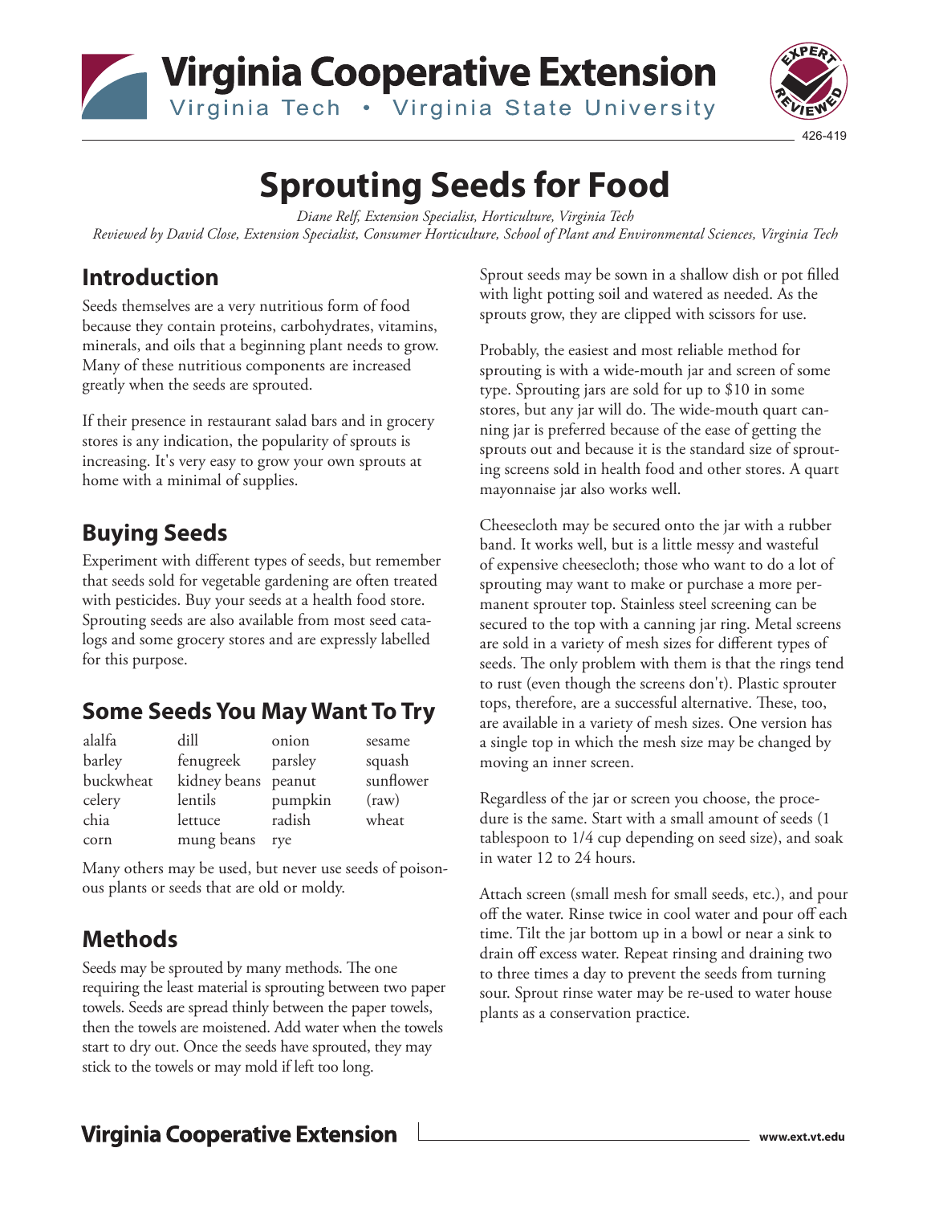Virginia Cooperative Extension
Virginia Tech • Virginia State University

426-419

# Sprouting Seeds for Food

*Diane Relf, Extension Specialist, Horticulture, Virginia Tech*
*Reviewed by David Close, Extension Specialist, Consumer Horticulture, School of Plant and Environmental Sciences, Virginia Tech*

## Introduction

Seeds themselves are a very nutritious form of food because they contain proteins, carbohydrates, vitamins, minerals, and oils that a beginning plant needs to grow. Many of these nutritious components are increased greatly when the seeds are sprouted.

If their presence in restaurant salad bars and in grocery stores is any indication, the popularity of sprouts is increasing. It's very easy to grow your own sprouts at home with a minimal of supplies.

## Buying Seeds

Experiment with different types of seeds, but remember that seeds sold for vegetable gardening are often treated with pesticides. Buy your seeds at a health food store. Sprouting seeds are also available from most seed catalogs and some grocery stores and are expressly labelled for this purpose.

## Some Seeds You May Want To Try

| | | | |
|---|---|---|---|
| alalfa | dill | onion | sesame |
| barley | fenugreek | parsley | squash |
| buckwheat | kidney beans | peanut | sunflower |
| celery | lentils | pumpkin | (raw) |
| chia | lettuce | radish | wheat |
| corn | mung beans | rye | |

Many others may be used, but never use seeds of poisonous plants or seeds that are old or moldy.

## Methods

Seeds may be sprouted by many methods. The one requiring the least material is sprouting between two paper towels. Seeds are spread thinly between the paper towels, then the towels are moistened. Add water when the towels start to dry out. Once the seeds have sprouted, they may stick to the towels or may mold if left too long.

Sprout seeds may be sown in a shallow dish or pot filled with light potting soil and watered as needed. As the sprouts grow, they are clipped with scissors for use.

Probably, the easiest and most reliable method for sprouting is with a wide-mouth jar and screen of some type. Sprouting jars are sold for up to $10 in some stores, but any jar will do. The wide-mouth quart canning jar is preferred because of the ease of getting the sprouts out and because it is the standard size of sprouting screens sold in health food and other stores. A quart mayonnaise jar also works well.

Cheesecloth may be secured onto the jar with a rubber band. It works well, but is a little messy and wasteful of expensive cheesecloth; those who want to do a lot of sprouting may want to make or purchase a more permanent sprouter top. Stainless steel screening can be secured to the top with a canning jar ring. Metal screens are sold in a variety of mesh sizes for different types of seeds. The only problem with them is that the rings tend to rust (even though the screens don't). Plastic sprouter tops, therefore, are a successful alternative. These, too, are available in a variety of mesh sizes. One version has a single top in which the mesh size may be changed by moving an inner screen.

Regardless of the jar or screen you choose, the procedure is the same. Start with a small amount of seeds (1 tablespoon to 1/4 cup depending on seed size), and soak in water 12 to 24 hours.

Attach screen (small mesh for small seeds, etc.), and pour off the water. Rinse twice in cool water and pour off each time. Tilt the jar bottom up in a bowl or near a sink to drain off excess water. Repeat rinsing and draining two to three times a day to prevent the seeds from turning sour. Sprout rinse water may be re-used to water house plants as a conservation practice.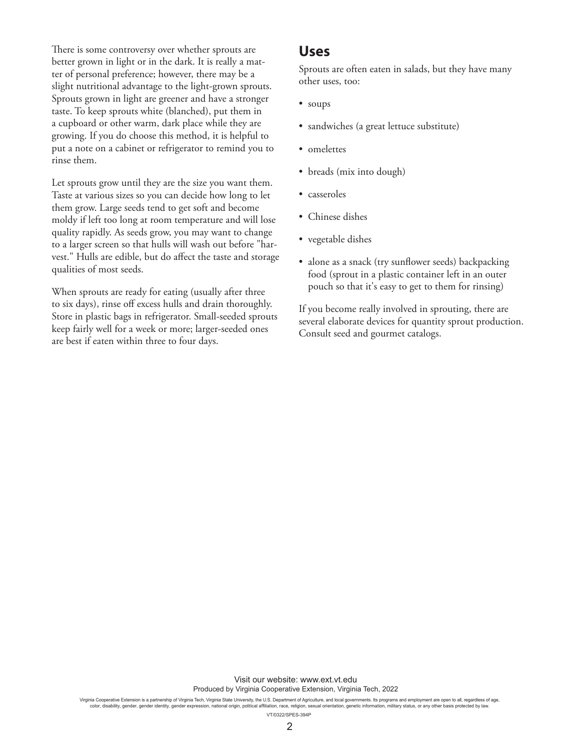There is some controversy over whether sprouts are better grown in light or in the dark. It is really a matter of personal preference; however, there may be a slight nutritional advantage to the light-grown sprouts. Sprouts grown in light are greener and have a stronger taste. To keep sprouts white (blanched), put them in a cupboard or other warm, dark place while they are growing. If you do choose this method, it is helpful to put a note on a cabinet or refrigerator to remind you to rinse them.

Let sprouts grow until they are the size you want them. Taste at various sizes so you can decide how long to let them grow. Large seeds tend to get soft and become moldy if left too long at room temperature and will lose quality rapidly. As seeds grow, you may want to change to a larger screen so that hulls will wash out before "harvest." Hulls are edible, but do affect the taste and storage qualities of most seeds.

When sprouts are ready for eating (usually after three to six days), rinse off excess hulls and drain thoroughly. Store in plastic bags in refrigerator. Small-seeded sprouts keep fairly well for a week or more; larger-seeded ones are best if eaten within three to four days.

## Uses

Sprouts are often eaten in salads, but they have many other uses, too:

- soups
- sandwiches (a great lettuce substitute)
- omelettes
- breads (mix into dough)
- casseroles
- Chinese dishes
- vegetable dishes
- alone as a snack (try sunflower seeds) backpacking food (sprout in a plastic container left in an outer pouch so that it's easy to get to them for rinsing)

If you become really involved in sprouting, there are several elaborate devices for quantity sprout production. Consult seed and gourmet catalogs.

Visit our website: www.ext.vt.edu
Produced by Virginia Cooperative Extension, Virginia Tech, 2022

Virginia Cooperative Extension is a partnership of Virginia Tech, Virginia State University, the U.S. Department of Agriculture, and local governments. Its programs and employment are open to all, regardless of age, color, disability, gender, gender identity, gender expression, national origin, political affiliation, race, religion, sexual orientation, genetic information, military status, or any other basis protected by law.

VT/0322/SPES-394P